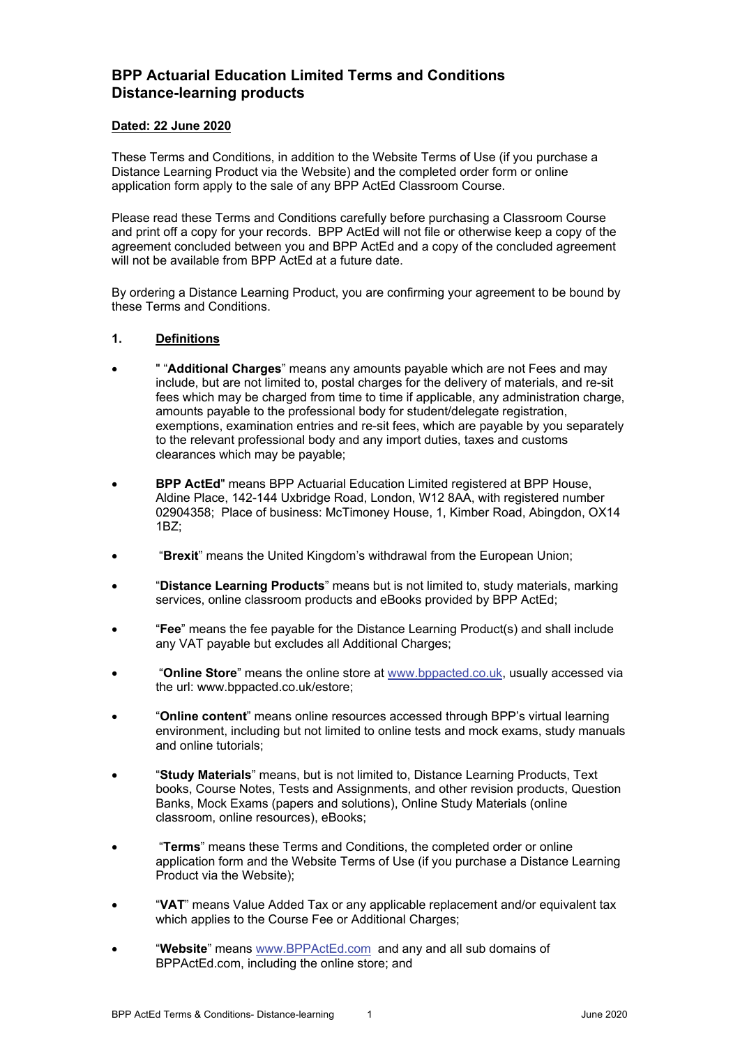# BPP Actuarial Education Limited Terms and Conditions
# Distance-learning products

**Dated: 22 June 2020**

These Terms and Conditions, in addition to the Website Terms of Use (if you purchase a Distance Learning Product via the Website) and the completed order form or online application form apply to the sale of any BPP ActEd Classroom Course.

Please read these Terms and Conditions carefully before purchasing a Classroom Course and print off a copy for your records. BPP ActEd will not file or otherwise keep a copy of the agreement concluded between you and BPP ActEd and a copy of the concluded agreement will not be available from BPP ActEd at a future date.

By ordering a Distance Learning Product, you are confirming your agreement to be bound by these Terms and Conditions.

## 1. Definitions

- " "**Additional Charges**" means any amounts payable which are not Fees and may include, but are not limited to, postal charges for the delivery of materials, and re-sit fees which may be charged from time to time if applicable, any administration charge, amounts payable to the professional body for student/delegate registration, exemptions, examination entries and re-sit fees, which are payable by you separately to the relevant professional body and any import duties, taxes and customs clearances which may be payable;
- **BPP ActEd**" means BPP Actuarial Education Limited registered at BPP House, Aldine Place, 142-144 Uxbridge Road, London, W12 8AA, with registered number 02904358; Place of business: McTimoney House, 1, Kimber Road, Abingdon, OX14 1BZ;
- "**Brexit**" means the United Kingdom's withdrawal from the European Union;
- "**Distance Learning Products**" means but is not limited to, study materials, marking services, online classroom products and eBooks provided by BPP ActEd;
- "**Fee**" means the fee payable for the Distance Learning Product(s) and shall include any VAT payable but excludes all Additional Charges;
- "**Online Store**" means the online store at www.bppacted.co.uk, usually accessed via the url: www.bppacted.co.uk/estore;
- "**Online content**" means online resources accessed through BPP's virtual learning environment, including but not limited to online tests and mock exams, study manuals and online tutorials;
- "**Study Materials**" means, but is not limited to, Distance Learning Products, Text books, Course Notes, Tests and Assignments, and other revision products, Question Banks, Mock Exams (papers and solutions), Online Study Materials (online classroom, online resources), eBooks;
- "**Terms**" means these Terms and Conditions, the completed order or online application form and the Website Terms of Use (if you purchase a Distance Learning Product via the Website);
- "**VAT**" means Value Added Tax or any applicable replacement and/or equivalent tax which applies to the Course Fee or Additional Charges;
- "**Website**" means www.BPPActEd.com and any and all sub domains of BPPActEd.com, including the online store; and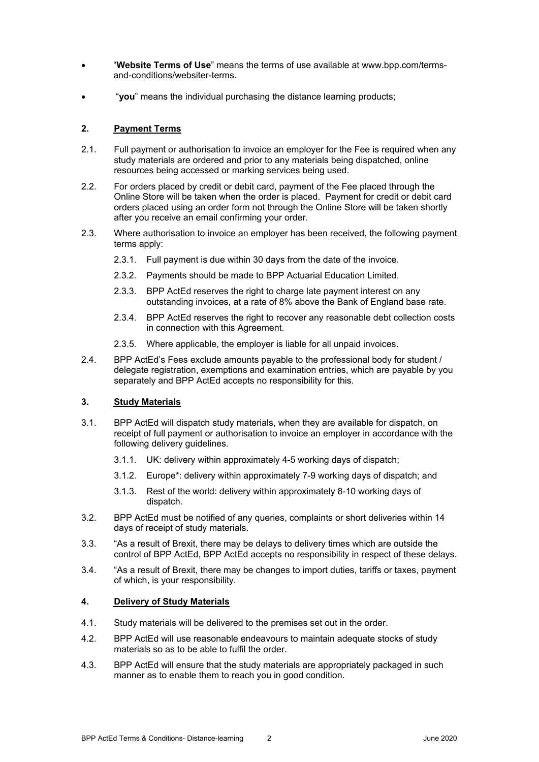- "**Website Terms of Use**" means the terms of use available at www.bpp.com/terms-and-conditions/websiter-terms.
- "**you**" means the individual purchasing the distance learning products;

## 2. Payment Terms

2.1. Full payment or authorisation to invoice an employer for the Fee is required when any study materials are ordered and prior to any materials being dispatched, online resources being accessed or marking services being used.

2.2. For orders placed by credit or debit card, payment of the Fee placed through the Online Store will be taken when the order is placed. Payment for credit or debit card orders placed using an order form not through the Online Store will be taken shortly after you receive an email confirming your order.

2.3. Where authorisation to invoice an employer has been received, the following payment terms apply:

2.3.1. Full payment is due within 30 days from the date of the invoice.

2.3.2. Payments should be made to BPP Actuarial Education Limited.

2.3.3. BPP ActEd reserves the right to charge late payment interest on any outstanding invoices, at a rate of 8% above the Bank of England base rate.

2.3.4. BPP ActEd reserves the right to recover any reasonable debt collection costs in connection with this Agreement.

2.3.5. Where applicable, the employer is liable for all unpaid invoices.

2.4. BPP ActEd's Fees exclude amounts payable to the professional body for student / delegate registration, exemptions and examination entries, which are payable by you separately and BPP ActEd accepts no responsibility for this.

## 3. Study Materials

3.1. BPP ActEd will dispatch study materials, when they are available for dispatch, on receipt of full payment or authorisation to invoice an employer in accordance with the following delivery guidelines.

3.1.1. UK: delivery within approximately 4-5 working days of dispatch;

3.1.2. Europe*: delivery within approximately 7-9 working days of dispatch; and

3.1.3. Rest of the world: delivery within approximately 8-10 working days of dispatch.

3.2. BPP ActEd must be notified of any queries, complaints or short deliveries within 14 days of receipt of study materials.

3.3. "As a result of Brexit, there may be delays to delivery times which are outside the control of BPP ActEd, BPP ActEd accepts no responsibility in respect of these delays.

3.4. "As a result of Brexit, there may be changes to import duties, tariffs or taxes, payment of which, is your responsibility.

## 4. Delivery of Study Materials

4.1. Study materials will be delivered to the premises set out in the order.

4.2. BPP ActEd will use reasonable endeavours to maintain adequate stocks of study materials so as to be able to fulfil the order.

4.3. BPP ActEd will ensure that the study materials are appropriately packaged in such manner as to enable them to reach you in good condition.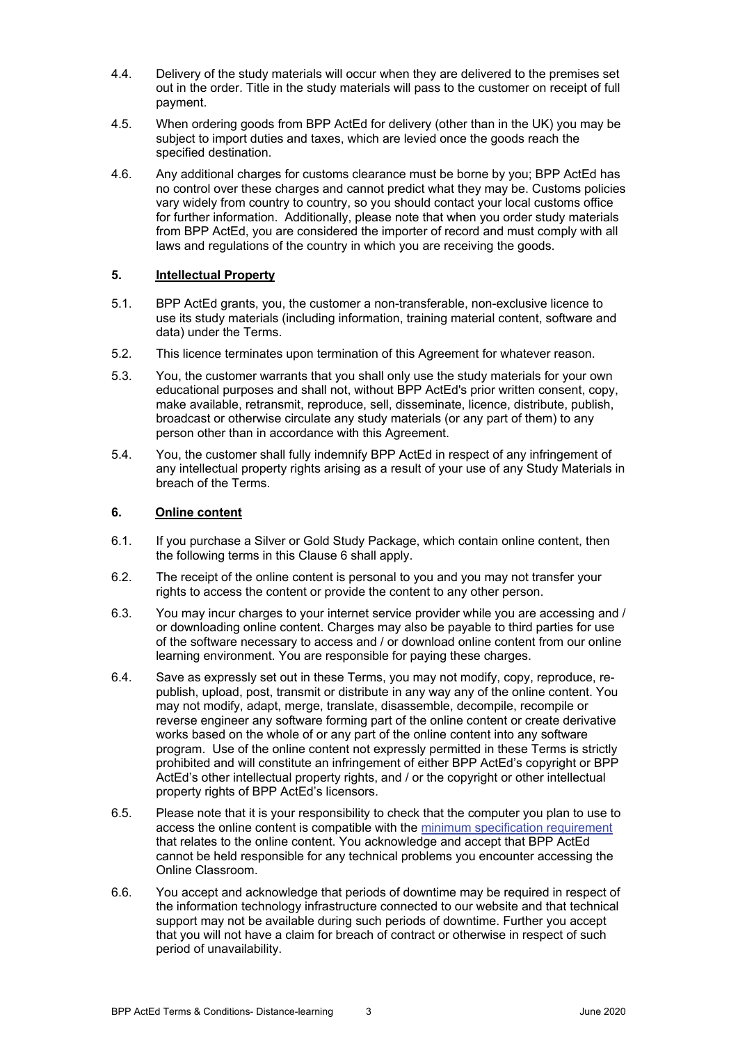4.4. Delivery of the study materials will occur when they are delivered to the premises set out in the order. Title in the study materials will pass to the customer on receipt of full payment.

4.5. When ordering goods from BPP ActEd for delivery (other than in the UK) you may be subject to import duties and taxes, which are levied once the goods reach the specified destination.

4.6. Any additional charges for customs clearance must be borne by you; BPP ActEd has no control over these charges and cannot predict what they may be. Customs policies vary widely from country to country, so you should contact your local customs office for further information. Additionally, please note that when you order study materials from BPP ActEd, you are considered the importer of record and must comply with all laws and regulations of the country in which you are receiving the goods.

## 5. **<u>Intellectual Property</u>**

5.1. BPP ActEd grants, you, the customer a non-transferable, non-exclusive licence to use its study materials (including information, training material content, software and data) under the Terms.

5.2. This licence terminates upon termination of this Agreement for whatever reason.

5.3. You, the customer warrants that you shall only use the study materials for your own educational purposes and shall not, without BPP ActEd's prior written consent, copy, make available, retransmit, reproduce, sell, disseminate, licence, distribute, publish, broadcast or otherwise circulate any study materials (or any part of them) to any person other than in accordance with this Agreement.

5.4. You, the customer shall fully indemnify BPP ActEd in respect of any infringement of any intellectual property rights arising as a result of your use of any Study Materials in breach of the Terms.

## 6. **<u>Online content</u>**

6.1. If you purchase a Silver or Gold Study Package, which contain online content, then the following terms in this Clause 6 shall apply.

6.2. The receipt of the online content is personal to you and you may not transfer your rights to access the content or provide the content to any other person.

6.3. You may incur charges to your internet service provider while you are accessing and / or downloading online content. Charges may also be payable to third parties for use of the software necessary to access and / or download online content from our online learning environment. You are responsible for paying these charges.

6.4. Save as expressly set out in these Terms, you may not modify, copy, reproduce, re-publish, upload, post, transmit or distribute in any way any of the online content. You may not modify, adapt, merge, translate, disassemble, decompile, recompile or reverse engineer any software forming part of the online content or create derivative works based on the whole of or any part of the online content into any software program. Use of the online content not expressly permitted in these Terms is strictly prohibited and will constitute an infringement of either BPP ActEd's copyright or BPP ActEd's other intellectual property rights, and / or the copyright or other intellectual property rights of BPP ActEd's licensors.

6.5. Please note that it is your responsibility to check that the computer you plan to use to access the online content is compatible with the minimum specification requirement that relates to the online content. You acknowledge and accept that BPP ActEd cannot be held responsible for any technical problems you encounter accessing the Online Classroom.

6.6. You accept and acknowledge that periods of downtime may be required in respect of the information technology infrastructure connected to our website and that technical support may not be available during such periods of downtime. Further you accept that you will not have a claim for breach of contract or otherwise in respect of such period of unavailability.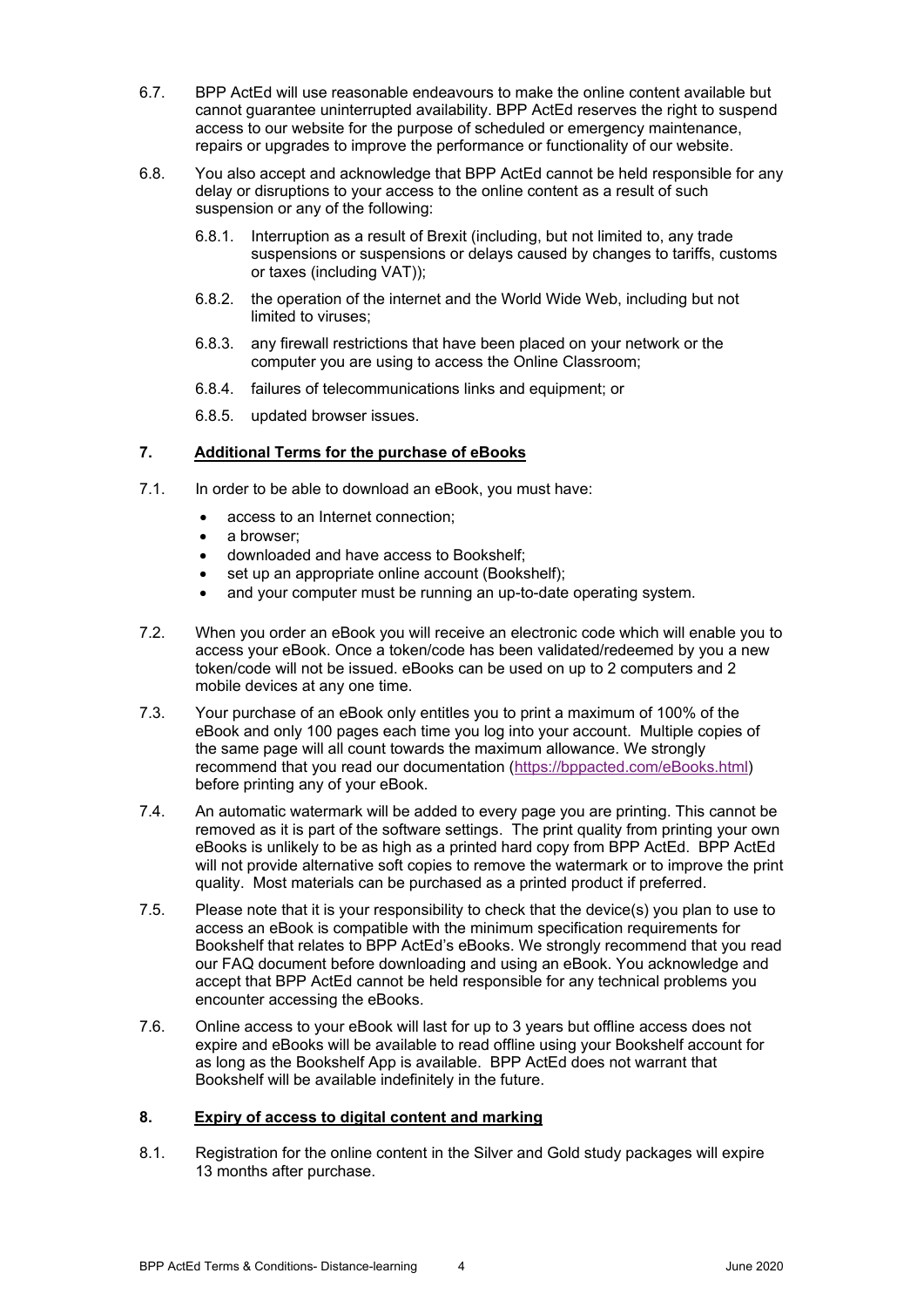6.7. BPP ActEd will use reasonable endeavours to make the online content available but cannot guarantee uninterrupted availability. BPP ActEd reserves the right to suspend access to our website for the purpose of scheduled or emergency maintenance, repairs or upgrades to improve the performance or functionality of our website.

6.8. You also accept and acknowledge that BPP ActEd cannot be held responsible for any delay or disruptions to your access to the online content as a result of such suspension or any of the following:

- 6.8.1. Interruption as a result of Brexit (including, but not limited to, any trade suspensions or suspensions or delays caused by changes to tariffs, customs or taxes (including VAT));
- 6.8.2. the operation of the internet and the World Wide Web, including but not limited to viruses;
- 6.8.3. any firewall restrictions that have been placed on your network or the computer you are using to access the Online Classroom;
- 6.8.4. failures of telecommunications links and equipment; or
- 6.8.5. updated browser issues.

## 7. Additional Terms for the purchase of eBooks

7.1. In order to be able to download an eBook, you must have:

- access to an Internet connection;
- a browser;
- downloaded and have access to Bookshelf;
- set up an appropriate online account (Bookshelf);
- and your computer must be running an up-to-date operating system.

7.2. When you order an eBook you will receive an electronic code which will enable you to access your eBook. Once a token/code has been validated/redeemed by you a new token/code will not be issued. eBooks can be used on up to 2 computers and 2 mobile devices at any one time.

7.3. Your purchase of an eBook only entitles you to print a maximum of 100% of the eBook and only 100 pages each time you log into your account. Multiple copies of the same page will all count towards the maximum allowance. We strongly recommend that you read our documentation (https://bppacted.com/eBooks.html) before printing any of your eBook.

7.4. An automatic watermark will be added to every page you are printing. This cannot be removed as it is part of the software settings. The print quality from printing your own eBooks is unlikely to be as high as a printed hard copy from BPP ActEd. BPP ActEd will not provide alternative soft copies to remove the watermark or to improve the print quality. Most materials can be purchased as a printed product if preferred.

7.5. Please note that it is your responsibility to check that the device(s) you plan to use to access an eBook is compatible with the minimum specification requirements for Bookshelf that relates to BPP ActEd's eBooks. We strongly recommend that you read our FAQ document before downloading and using an eBook. You acknowledge and accept that BPP ActEd cannot be held responsible for any technical problems you encounter accessing the eBooks.

7.6. Online access to your eBook will last for up to 3 years but offline access does not expire and eBooks will be available to read offline using your Bookshelf account for as long as the Bookshelf App is available. BPP ActEd does not warrant that Bookshelf will be available indefinitely in the future.

## 8. Expiry of access to digital content and marking

8.1. Registration for the online content in the Silver and Gold study packages will expire 13 months after purchase.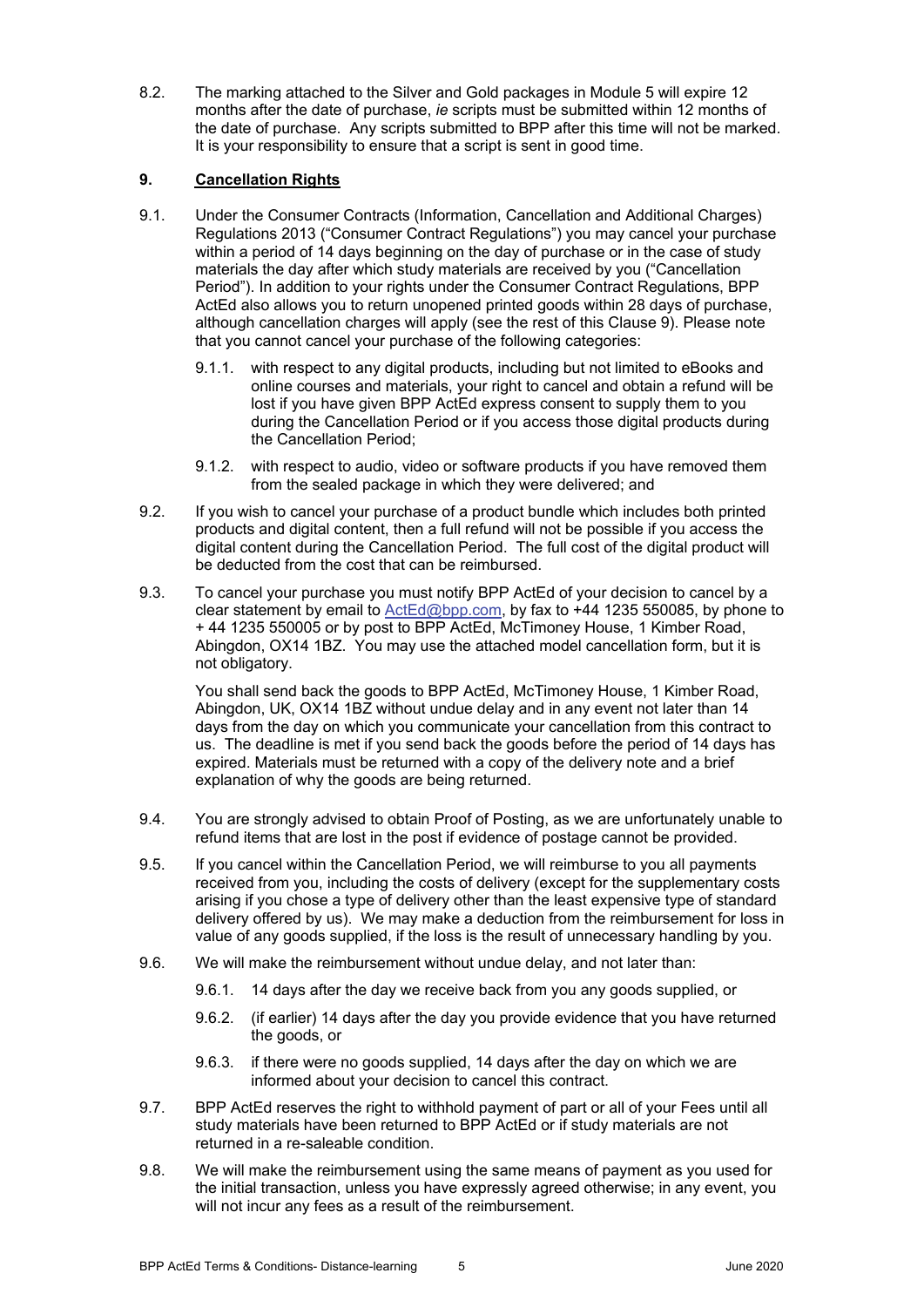8.2. The marking attached to the Silver and Gold packages in Module 5 will expire 12 months after the date of purchase, *ie* scripts must be submitted within 12 months of the date of purchase. Any scripts submitted to BPP after this time will not be marked. It is your responsibility to ensure that a script is sent in good time.

## 9. Cancellation Rights

9.1. Under the Consumer Contracts (Information, Cancellation and Additional Charges) Regulations 2013 ("Consumer Contract Regulations") you may cancel your purchase within a period of 14 days beginning on the day of purchase or in the case of study materials the day after which study materials are received by you ("Cancellation Period"). In addition to your rights under the Consumer Contract Regulations, BPP ActEd also allows you to return unopened printed goods within 28 days of purchase, although cancellation charges will apply (see the rest of this Clause 9). Please note that you cannot cancel your purchase of the following categories:

9.1.1. with respect to any digital products, including but not limited to eBooks and online courses and materials, your right to cancel and obtain a refund will be lost if you have given BPP ActEd express consent to supply them to you during the Cancellation Period or if you access those digital products during the Cancellation Period;

9.1.2. with respect to audio, video or software products if you have removed them from the sealed package in which they were delivered; and

9.2. If you wish to cancel your purchase of a product bundle which includes both printed products and digital content, then a full refund will not be possible if you access the digital content during the Cancellation Period. The full cost of the digital product will be deducted from the cost that can be reimbursed.

9.3. To cancel your purchase you must notify BPP ActEd of your decision to cancel by a clear statement by email to ActEd@bpp.com, by fax to +44 1235 550085, by phone to + 44 1235 550005 or by post to BPP ActEd, McTimoney House, 1 Kimber Road, Abingdon, OX14 1BZ. You may use the attached model cancellation form, but it is not obligatory.

You shall send back the goods to BPP ActEd, McTimoney House, 1 Kimber Road, Abingdon, UK, OX14 1BZ without undue delay and in any event not later than 14 days from the day on which you communicate your cancellation from this contract to us. The deadline is met if you send back the goods before the period of 14 days has expired. Materials must be returned with a copy of the delivery note and a brief explanation of why the goods are being returned.

9.4. You are strongly advised to obtain Proof of Posting, as we are unfortunately unable to refund items that are lost in the post if evidence of postage cannot be provided.

9.5. If you cancel within the Cancellation Period, we will reimburse to you all payments received from you, including the costs of delivery (except for the supplementary costs arising if you chose a type of delivery other than the least expensive type of standard delivery offered by us). We may make a deduction from the reimbursement for loss in value of any goods supplied, if the loss is the result of unnecessary handling by you.

9.6. We will make the reimbursement without undue delay, and not later than:

9.6.1. 14 days after the day we receive back from you any goods supplied, or

9.6.2. (if earlier) 14 days after the day you provide evidence that you have returned the goods, or

9.6.3. if there were no goods supplied, 14 days after the day on which we are informed about your decision to cancel this contract.

9.7. BPP ActEd reserves the right to withhold payment of part or all of your Fees until all study materials have been returned to BPP ActEd or if study materials are not returned in a re-saleable condition.

9.8. We will make the reimbursement using the same means of payment as you used for the initial transaction, unless you have expressly agreed otherwise; in any event, you will not incur any fees as a result of the reimbursement.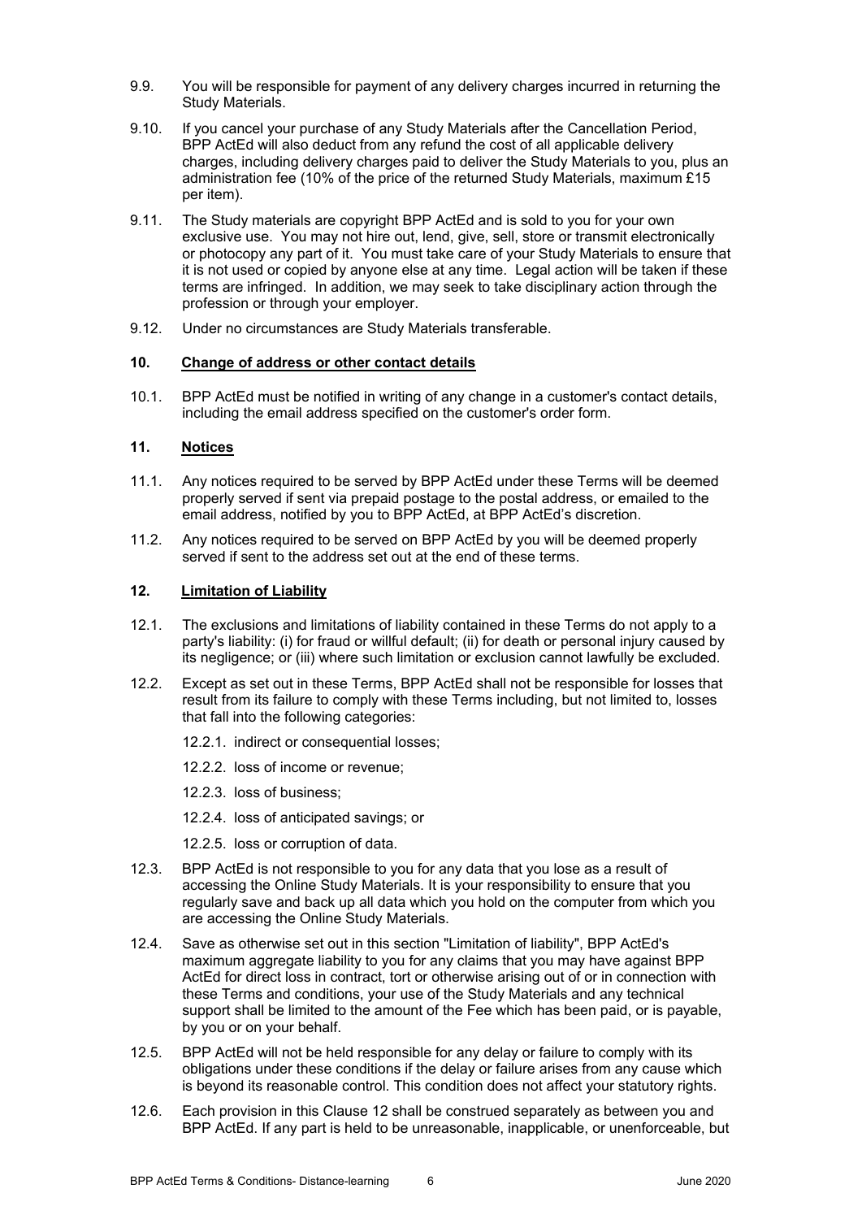9.9. You will be responsible for payment of any delivery charges incurred in returning the Study Materials.

9.10. If you cancel your purchase of any Study Materials after the Cancellation Period, BPP ActEd will also deduct from any refund the cost of all applicable delivery charges, including delivery charges paid to deliver the Study Materials to you, plus an administration fee (10% of the price of the returned Study Materials, maximum £15 per item).

9.11. The Study materials are copyright BPP ActEd and is sold to you for your own exclusive use. You may not hire out, lend, give, sell, store or transmit electronically or photocopy any part of it. You must take care of your Study Materials to ensure that it is not used or copied by anyone else at any time. Legal action will be taken if these terms are infringed. In addition, we may seek to take disciplinary action through the profession or through your employer.

9.12. Under no circumstances are Study Materials transferable.

## 10. <u>Change of address or other contact details</u>

10.1. BPP ActEd must be notified in writing of any change in a customer's contact details, including the email address specified on the customer's order form.

## 11. <u>Notices</u>

11.1. Any notices required to be served by BPP ActEd under these Terms will be deemed properly served if sent via prepaid postage to the postal address, or emailed to the email address, notified by you to BPP ActEd, at BPP ActEd's discretion.

11.2. Any notices required to be served on BPP ActEd by you will be deemed properly served if sent to the address set out at the end of these terms.

## 12. <u>Limitation of Liability</u>

12.1. The exclusions and limitations of liability contained in these Terms do not apply to a party's liability: (i) for fraud or willful default; (ii) for death or personal injury caused by its negligence; or (iii) where such limitation or exclusion cannot lawfully be excluded.

12.2. Except as set out in these Terms, BPP ActEd shall not be responsible for losses that result from its failure to comply with these Terms including, but not limited to, losses that fall into the following categories:

12.2.1. indirect or consequential losses;

12.2.2. loss of income or revenue;

12.2.3. loss of business;

12.2.4. loss of anticipated savings; or

12.2.5. loss or corruption of data.

12.3. BPP ActEd is not responsible to you for any data that you lose as a result of accessing the Online Study Materials. It is your responsibility to ensure that you regularly save and back up all data which you hold on the computer from which you are accessing the Online Study Materials.

12.4. Save as otherwise set out in this section "Limitation of liability", BPP ActEd's maximum aggregate liability to you for any claims that you may have against BPP ActEd for direct loss in contract, tort or otherwise arising out of or in connection with these Terms and conditions, your use of the Study Materials and any technical support shall be limited to the amount of the Fee which has been paid, or is payable, by you or on your behalf.

12.5. BPP ActEd will not be held responsible for any delay or failure to comply with its obligations under these conditions if the delay or failure arises from any cause which is beyond its reasonable control. This condition does not affect your statutory rights.

12.6. Each provision in this Clause 12 shall be construed separately as between you and BPP ActEd. If any part is held to be unreasonable, inapplicable, or unenforceable, but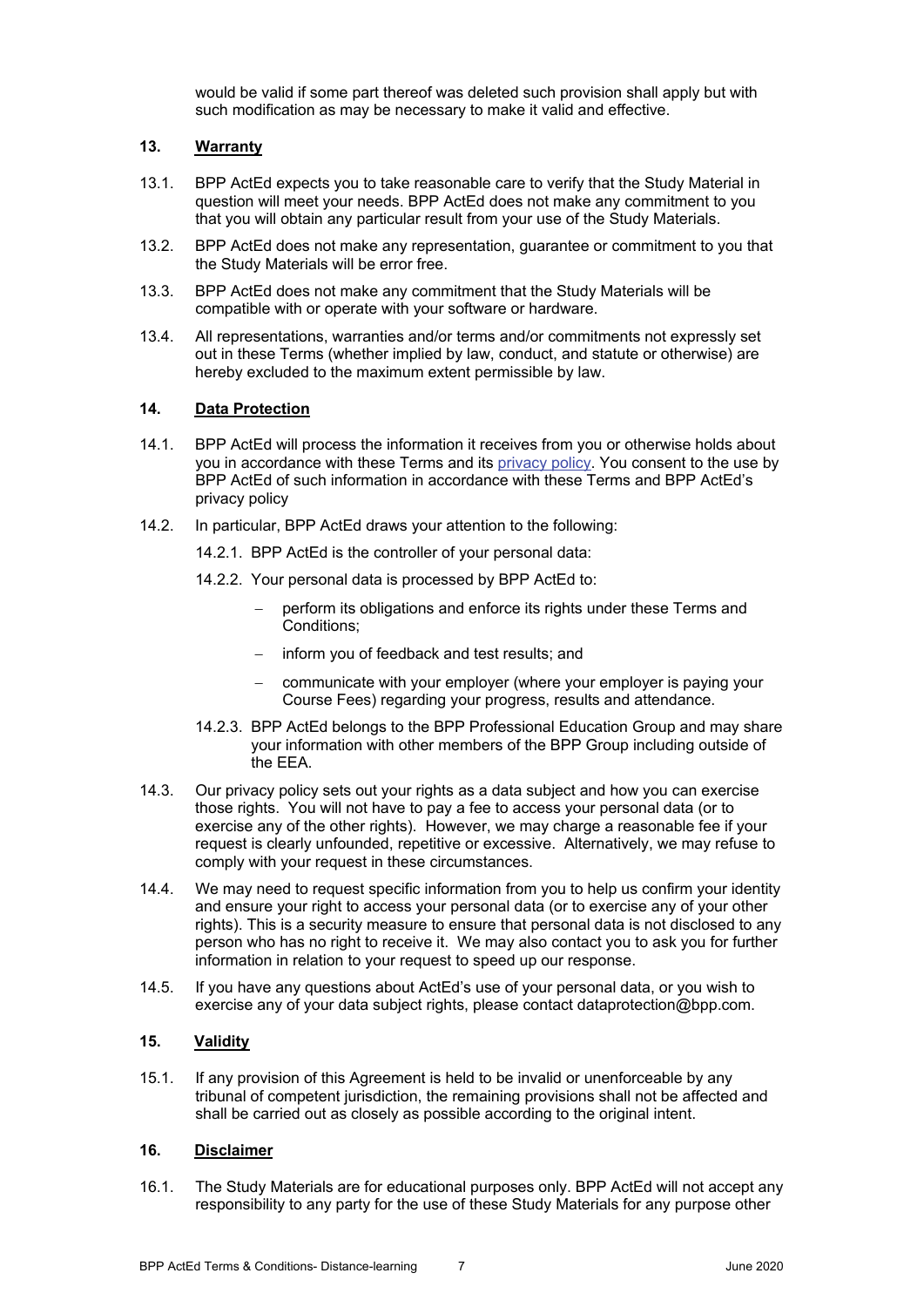would be valid if some part thereof was deleted such provision shall apply but with such modification as may be necessary to make it valid and effective.

**13. Warranty**

13.1. BPP ActEd expects you to take reasonable care to verify that the Study Material in question will meet your needs. BPP ActEd does not make any commitment to you that you will obtain any particular result from your use of the Study Materials.

13.2. BPP ActEd does not make any representation, guarantee or commitment to you that the Study Materials will be error free.

13.3. BPP ActEd does not make any commitment that the Study Materials will be compatible with or operate with your software or hardware.

13.4. All representations, warranties and/or terms and/or commitments not expressly set out in these Terms (whether implied by law, conduct, and statute or otherwise) are hereby excluded to the maximum extent permissible by law.

**14. Data Protection**

14.1. BPP ActEd will process the information it receives from you or otherwise holds about you in accordance with these Terms and its privacy policy. You consent to the use by BPP ActEd of such information in accordance with these Terms and BPP ActEd's privacy policy

14.2. In particular, BPP ActEd draws your attention to the following:

14.2.1. BPP ActEd is the controller of your personal data:

14.2.2. Your personal data is processed by BPP ActEd to:

- perform its obligations and enforce its rights under these Terms and Conditions;
- inform you of feedback and test results; and
- communicate with your employer (where your employer is paying your Course Fees) regarding your progress, results and attendance.

14.2.3. BPP ActEd belongs to the BPP Professional Education Group and may share your information with other members of the BPP Group including outside of the EEA.

14.3. Our privacy policy sets out your rights as a data subject and how you can exercise those rights. You will not have to pay a fee to access your personal data (or to exercise any of the other rights). However, we may charge a reasonable fee if your request is clearly unfounded, repetitive or excessive. Alternatively, we may refuse to comply with your request in these circumstances.

14.4. We may need to request specific information from you to help us confirm your identity and ensure your right to access your personal data (or to exercise any of your other rights). This is a security measure to ensure that personal data is not disclosed to any person who has no right to receive it. We may also contact you to ask you for further information in relation to your request to speed up our response.

14.5. If you have any questions about ActEd's use of your personal data, or you wish to exercise any of your data subject rights, please contact dataprotection@bpp.com.

**15. Validity**

15.1. If any provision of this Agreement is held to be invalid or unenforceable by any tribunal of competent jurisdiction, the remaining provisions shall not be affected and shall be carried out as closely as possible according to the original intent.

**16. Disclaimer**

16.1. The Study Materials are for educational purposes only. BPP ActEd will not accept any responsibility to any party for the use of these Study Materials for any purpose other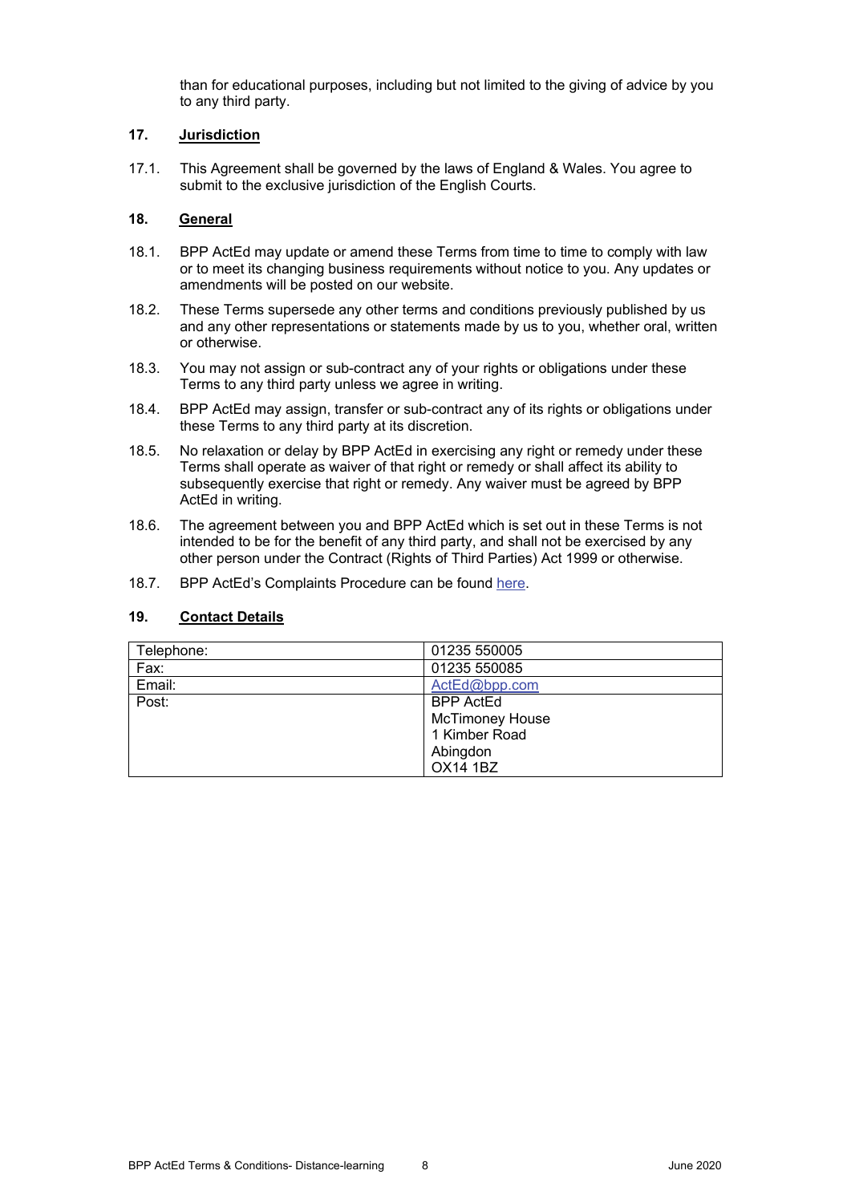than for educational purposes, including but not limited to the giving of advice by you to any third party.

## 17. Jurisdiction

17.1. This Agreement shall be governed by the laws of England & Wales. You agree to submit to the exclusive jurisdiction of the English Courts.

## 18. General

18.1. BPP ActEd may update or amend these Terms from time to time to comply with law or to meet its changing business requirements without notice to you. Any updates or amendments will be posted on our website.

18.2. These Terms supersede any other terms and conditions previously published by us and any other representations or statements made by us to you, whether oral, written or otherwise.

18.3. You may not assign or sub-contract any of your rights or obligations under these Terms to any third party unless we agree in writing.

18.4. BPP ActEd may assign, transfer or sub-contract any of its rights or obligations under these Terms to any third party at its discretion.

18.5. No relaxation or delay by BPP ActEd in exercising any right or remedy under these Terms shall operate as waiver of that right or remedy or shall affect its ability to subsequently exercise that right or remedy. Any waiver must be agreed by BPP ActEd in writing.

18.6. The agreement between you and BPP ActEd which is set out in these Terms is not intended to be for the benefit of any third party, and shall not be exercised by any other person under the Contract (Rights of Third Parties) Act 1999 or otherwise.

18.7. BPP ActEd's Complaints Procedure can be found here.

## 19. Contact Details

| Telephone: | 01235 550005 |
|---|---|
| Fax: | 01235 550085 |
| Email: | ActEd@bpp.com |
| Post: | BPP ActEd<br>McTimoney House<br>1 Kimber Road<br>Abingdon<br>OX14 1BZ |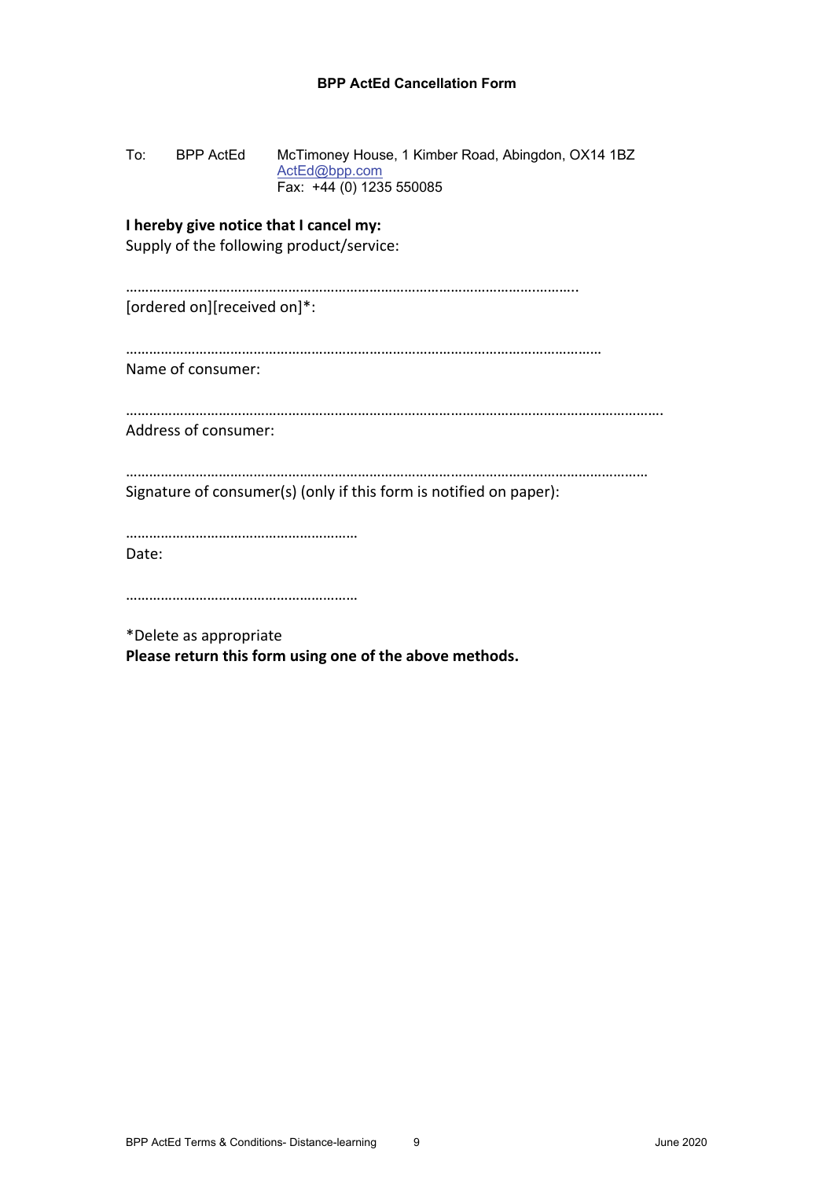**BPP ActEd Cancellation Form**

To: BPP ActEd McTimoney House, 1 Kimber Road, Abingdon, OX14 1BZ
ActEd@bpp.com
Fax: +44 (0) 1235 550085

**I hereby give notice that I cancel my:**

Supply of the following product/service:

……………………………………………………………………………………………………..

[ordered on][received on]*:

……………………………………………………………………………………………………………

Name of consumer:

…………………………………………………………………………………………………………………………….

Address of consumer:

………………………………………………………………………………………………………………………

Signature of consumer(s) (only if this form is notified on paper):

……………………………………………………

Date:

……………………………………………………

*Delete as appropriate

**Please return this form using one of the above methods.**